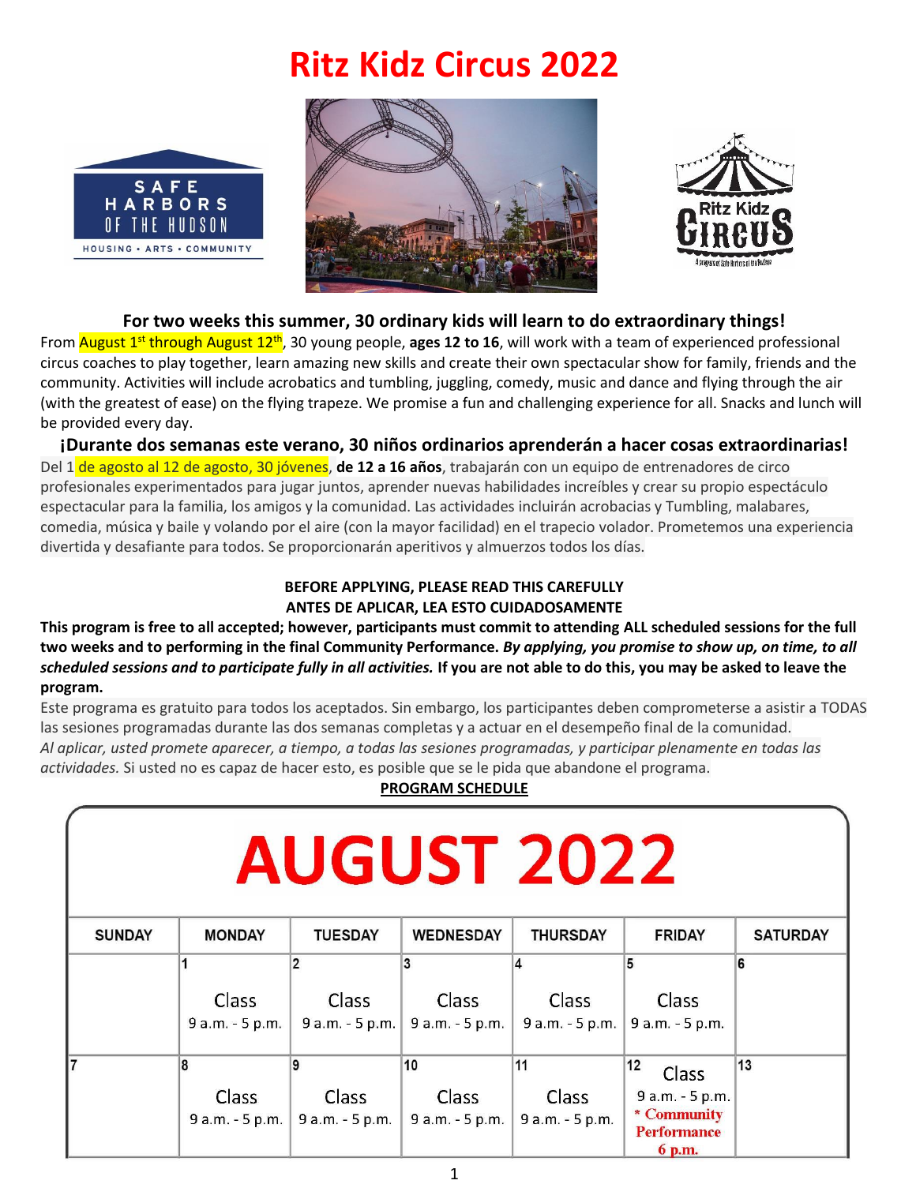# Ritz Kidz Circus 2022

### For two weeks this summer, 30 ordinary kids will learn to do extraordinary things!

From August 1st through August 12th, 30 young people, **ages 12 to 16**, will work with a team of experienced professional circus coaches to play together, learn amazing new skills and create their own spectacular show for family, friends and the community. Activities will include acrobatics and tumbling, juggling, comedy, music and dance and flying through the air (with the greatest of ease) on the flying trapeze. We promise a fun and challenging experience for all. Snacks and lunch will be provided every day.

### ¡Durante dos semanas este verano, 30 niños ordinarios aprenderán a hacer cosas extraordinarias!

Del 1 de agosto al 12 de agosto, 30 jóvenes, **de 12 a 16 años**, trabajarán con un equipo de entrenadores de circo profesionales experimentados para jugar juntos, aprender nuevas habilidades increíbles y crear su propio espectáculo espectacular para la familia, los amigos y la comunidad. Las actividades incluirán acrobacias y Tumbling, malabares, comedia, música y baile y volando por el aire (con la mayor facilidad) en el trapecio volador. Prometemos una experiencia divertida y desafiante para todos. Se proporcionarán aperitivos y almuerzos todos los días.

**BEFORE APPLYING, PLEASE READ THIS CAREFULLY**
**ANTES DE APLICAR, LEA ESTO CUIDADOSAMENTE**

**This program is free to all accepted; however, participants must commit to attending ALL scheduled sessions for the full two weeks and to performing in the final Community Performance. *By applying, you promise to show up, on time, to all scheduled sessions and to participate fully in all activities.* If you are not able to do this, you may be asked to leave the program.**

Este programa es gratuito para todos los aceptados. Sin embargo, los participantes deben comprometerse a asistir a TODAS las sesiones programadas durante las dos semanas completas y a actuar en el desempeño final de la comunidad. *Al aplicar, usted promete aparecer, a tiempo, a todas las sesiones programadas, y participar plenamente en todas las actividades.* Si usted no es capaz de hacer esto, es posible que se le pida que abandone el programa.

**PROGRAM SCHEDULE**

## AUGUST 2022

| SUNDAY | MONDAY | TUESDAY | WEDNESDAY | THURSDAY | FRIDAY | SATURDAY |
|---|---|---|---|---|---|---|
| | 1 Class 9 a.m. - 5 p.m. | 2 Class 9 a.m. - 5 p.m. | 3 Class 9 a.m. - 5 p.m. | 4 Class 9 a.m. - 5 p.m. | 5 Class 9 a.m. - 5 p.m. | 6 |
| 7 | 8 Class 9 a.m. - 5 p.m. | 9 Class 9 a.m. - 5 p.m. | 10 Class 9 a.m. - 5 p.m. | 11 Class 9 a.m. - 5 p.m. | 12 Class 9 a.m. - 5 p.m. * Community Performance 6 p.m. | 13 |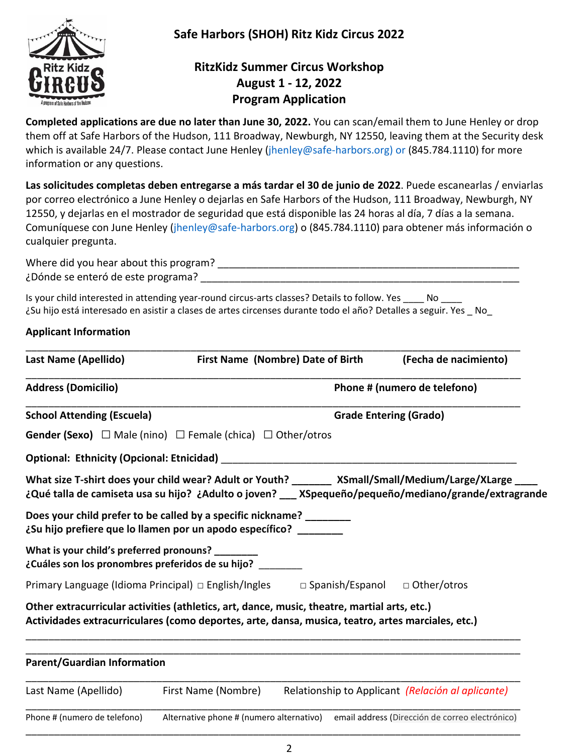# Safe Harbors (SHOH) Ritz Kidz Circus 2022

## RitzKidz Summer Circus Workshop
## August 1 - 12, 2022
## Program Application

**Completed applications are due no later than June 30, 2022.** You can scan/email them to June Henley or drop them off at Safe Harbors of the Hudson, 111 Broadway, Newburgh, NY 12550, leaving them at the Security desk which is available 24/7. Please contact June Henley (jhenley@safe-harbors.org) or (845.784.1110) for more information or any questions.

**Las solicitudes completas deben entregarse a más tardar el 30 de junio de 2022**. Puede escanearlas / enviarlas por correo electrónico a June Henley o dejarlas en Safe Harbors of the Hudson, 111 Broadway, Newburgh, NY 12550, y dejarlas en el mostrador de seguridad que está disponible las 24 horas al día, 7 días a la semana. Comuníquese con June Henley (jhenley@safe-harbors.org) o (845.784.1110) para obtener más información o cualquier pregunta.

Where did you hear about this program? ______________________________________________________
¿Dónde se enteró de este programa? _________________________________________________________

Is your child interested in attending year-round circus-arts classes? Details to follow. Yes ____ No ____
¿Su hijo está interesado en asistir a clases de artes circenses durante todo el año? Detalles a seguir. Yes _ No_

**Applicant Information**

_____________________________________________________________________________________
**Last Name (Apellido)** **First Name (Nombre) Date of Birth** **(Fecha de nacimiento)**

_____________________________________________________________________________________
**Address (Domicilio)** **Phone # (numero de telefono)**

_____________________________________________________________________________________
**School Attending (Escuela)** **Grade Entering (Grado)**

**Gender (Sexo)** ☐ Male (nino) ☐ Female (chica) ☐ Other/otros

**Optional: Ethnicity (Opcional: Etnicidad)** ________________________________________________

**What size T-shirt does your child wear? Adult or Youth? _______ XSmall/Small/Medium/Large/XLarge ____**
**¿Qué talla de camiseta usa su hijo? ¿Adulto o joven? ___ XSpequeño/pequeño/mediano/grande/extragrande**

**Does your child prefer to be called by a specific nickname? ________**
**¿Su hijo prefiere que lo llamen por un apodo específico? ________**

**What is your child's preferred pronouns? ________**
**¿Cuáles son los pronombres preferidos de su hijo? ________**

Primary Language (Idioma Principal) □ English/Ingles □ Spanish/Espanol □ Other/otros

**Other extracurricular activities (athletics, art, dance, music, theatre, martial arts, etc.)**
**Actividades extracurriculares (como deportes, arte, dansa, musica, teatro, artes marciales, etc.)**

_____________________________________________________________________________________
_____________________________________________________________________________________

**Parent/Guardian Information**

_____________________________________________________________________________________
Last Name (Apellido) First Name (Nombre) Relationship to Applicant *(Relación al aplicante)*

_____________________________________________________________________________________
Phone # (numero de telefono) Alternative phone # (numero alternativo) email address (Dirección de correo electrónico)

_____________________________________________________________________________________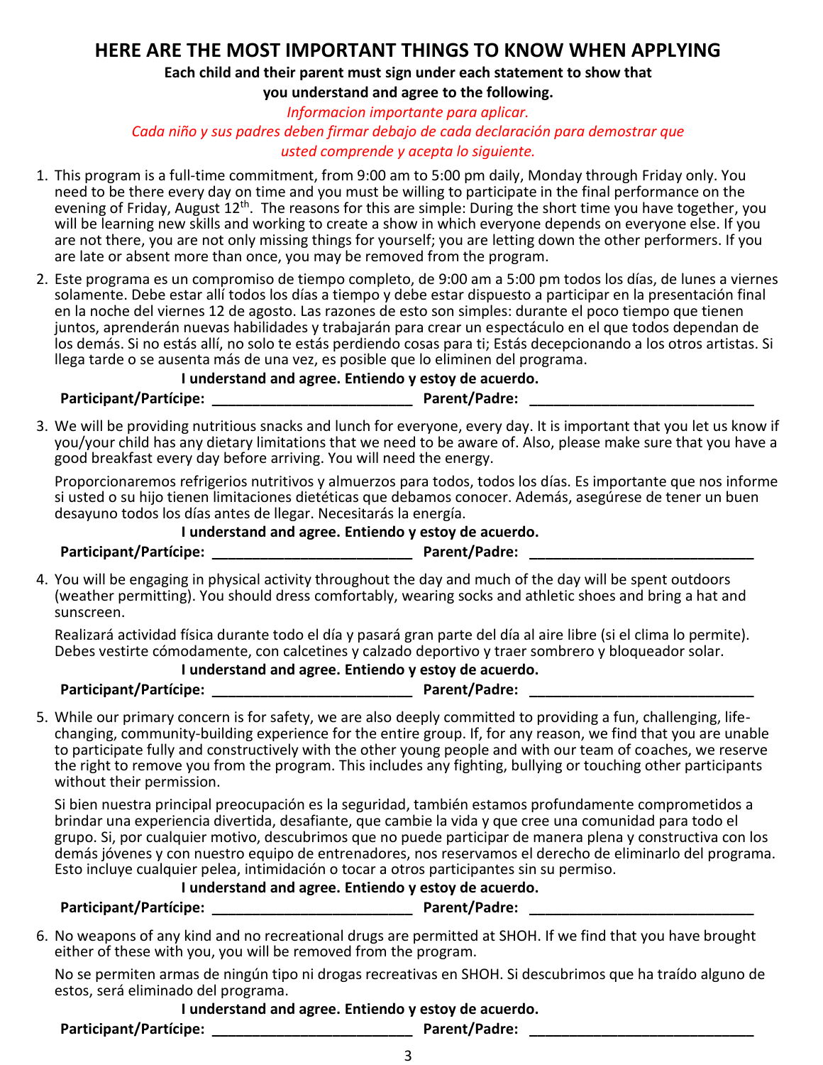## HERE ARE THE MOST IMPORTANT THINGS TO KNOW WHEN APPLYING

**Each child and their parent must sign under each statement to show that you understand and agree to the following.**

*Informacion importante para aplicar.*

*Cada niño y sus padres deben firmar debajo de cada declaración para demostrar que usted comprende y acepta lo siguiente.*

1. This program is a full-time commitment, from 9:00 am to 5:00 pm daily, Monday through Friday only. You need to be there every day on time and you must be willing to participate in the final performance on the evening of Friday, August 12th. The reasons for this are simple: During the short time you have together, you will be learning new skills and working to create a show in which everyone depends on everyone else. If you are not there, you are not only missing things for yourself; you are letting down the other performers. If you are late or absent more than once, you may be removed from the program.

2. Este programa es un compromiso de tiempo completo, de 9:00 am a 5:00 pm todos los días, de lunes a viernes solamente. Debe estar allí todos los días a tiempo y debe estar dispuesto a participar en la presentación final en la noche del viernes 12 de agosto. Las razones de esto son simples: durante el poco tiempo que tienen juntos, aprenderán nuevas habilidades y trabajarán para crear un espectáculo en el que todos dependan de los demás. Si no estás allí, no solo te estás perdiendo cosas para ti; Estás decepcionando a los otros artistas. Si llega tarde o se ausenta más de una vez, es posible que lo eliminen del programa.

   **I understand and agree. Entiendo y estoy de acuerdo.**

   **Participant/Partícipe:** ________________________ **Parent/Padre:** ___________________________

3. We will be providing nutritious snacks and lunch for everyone, every day. It is important that you let us know if you/your child has any dietary limitations that we need to be aware of. Also, please make sure that you have a good breakfast every day before arriving. You will need the energy.

   Proporcionaremos refrigerios nutritivos y almuerzos para todos, todos los días. Es importante que nos informe si usted o su hijo tienen limitaciones dietéticas que debamos conocer. Además, asegúrese de tener un buen desayuno todos los días antes de llegar. Necesitarás la energía.

   **I understand and agree. Entiendo y estoy de acuerdo.**

   **Participant/Partícipe:** ________________________ **Parent/Padre:** ___________________________

4. You will be engaging in physical activity throughout the day and much of the day will be spent outdoors (weather permitting). You should dress comfortably, wearing socks and athletic shoes and bring a hat and sunscreen.

   Realizará actividad física durante todo el día y pasará gran parte del día al aire libre (si el clima lo permite). Debes vestirte cómodamente, con calcetines y calzado deportivo y traer sombrero y bloqueador solar.

   **I understand and agree. Entiendo y estoy de acuerdo.**

   **Participant/Partícipe:** ________________________ **Parent/Padre:** ___________________________

5. While our primary concern is for safety, we are also deeply committed to providing a fun, challenging, life-changing, community-building experience for the entire group. If, for any reason, we find that you are unable to participate fully and constructively with the other young people and with our team of coaches, we reserve the right to remove you from the program. This includes any fighting, bullying or touching other participants without their permission.

   Si bien nuestra principal preocupación es la seguridad, también estamos profundamente comprometidos a brindar una experiencia divertida, desafiante, que cambie la vida y que cree una comunidad para todo el grupo. Si, por cualquier motivo, descubrimos que no puede participar de manera plena y constructiva con los demás jóvenes y con nuestro equipo de entrenadores, nos reservamos el derecho de eliminarlo del programa. Esto incluye cualquier pelea, intimidación o tocar a otros participantes sin su permiso.

   **I understand and agree. Entiendo y estoy de acuerdo.**

   **Participant/Partícipe:** ________________________ **Parent/Padre:** ___________________________

6. No weapons of any kind and no recreational drugs are permitted at SHOH. If we find that you have brought either of these with you, you will be removed from the program.

   No se permiten armas de ningún tipo ni drogas recreativas en SHOH. Si descubrimos que ha traído alguno de estos, será eliminado del programa.

   **I understand and agree. Entiendo y estoy de acuerdo.**

   **Participant/Partícipe:** ________________________ **Parent/Padre:** ___________________________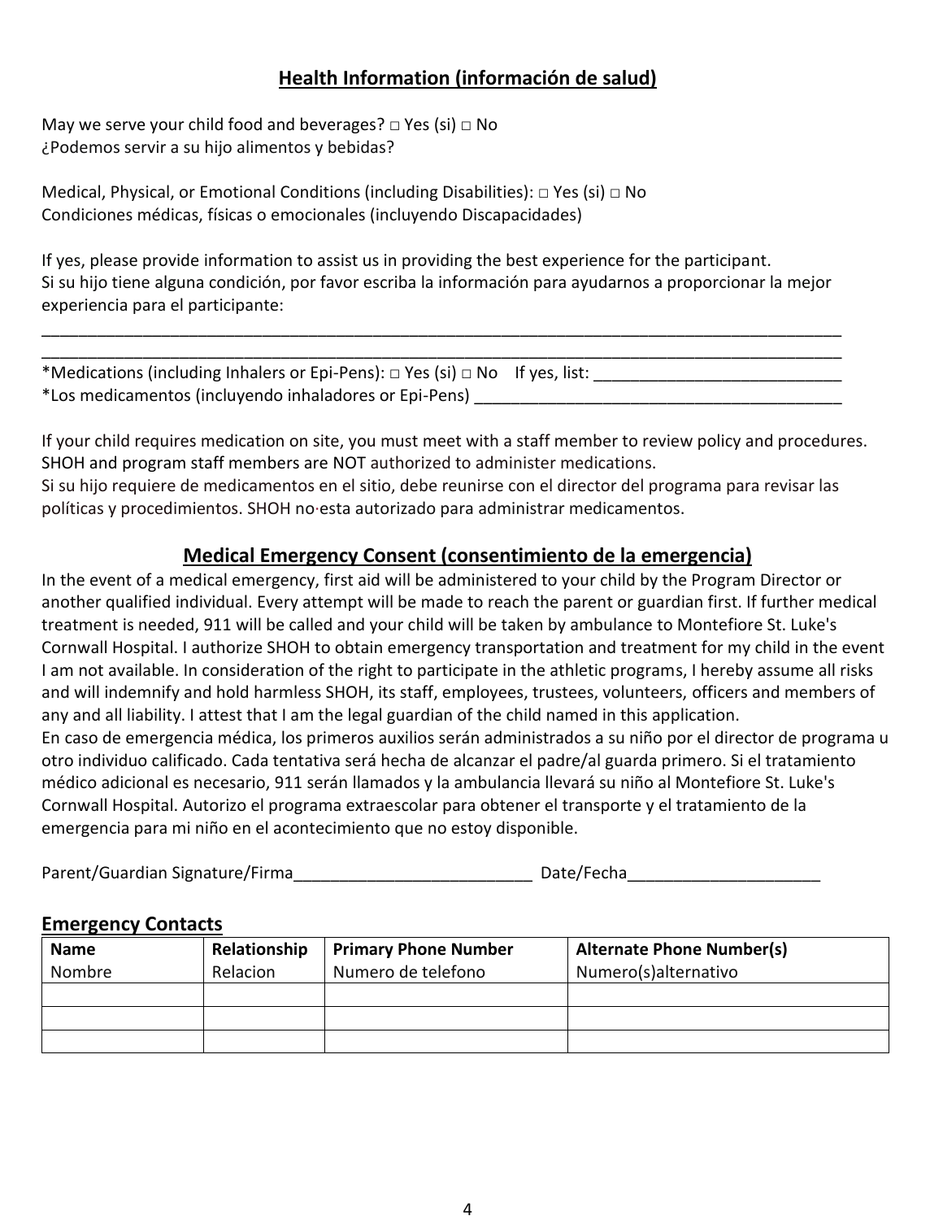## Health Information (información de salud)

May we serve your child food and beverages? □ Yes (si) □ No
¿Podemos servir a su hijo alimentos y bebidas?

Medical, Physical, or Emotional Conditions (including Disabilities): □ Yes (si) □ No
Condiciones médicas, físicas o emocionales (incluyendo Discapacidades)

If yes, please provide information to assist us in providing the best experience for the participant.
Si su hijo tiene alguna condición, por favor escriba la información para ayudarnos a proporcionar la mejor experiencia para el participante:

______________________________________________________________________________________________
______________________________________________________________________________________________

*Medications (including Inhalers or Epi-Pens): □ Yes (si) □ No    If yes, list: ___________________________
*Los medicamentos (incluyendo inhaladores or Epi-Pens) _________________________________________

If your child requires medication on site, you must meet with a staff member to review policy and procedures. SHOH and program staff members are NOT authorized to administer medications.
Si su hijo requiere de medicamentos en el sitio, debe reunirse con el director del programa para revisar las políticas y procedimientos. SHOH no·esta autorizado para administrar medicamentos.

## Medical Emergency Consent (consentimiento de la emergencia)

In the event of a medical emergency, first aid will be administered to your child by the Program Director or another qualified individual. Every attempt will be made to reach the parent or guardian first. If further medical treatment is needed, 911 will be called and your child will be taken by ambulance to Montefiore St. Luke's Cornwall Hospital. I authorize SHOH to obtain emergency transportation and treatment for my child in the event I am not available. In consideration of the right to participate in the athletic programs, I hereby assume all risks and will indemnify and hold harmless SHOH, its staff, employees, trustees, volunteers, officers and members of any and all liability. I attest that I am the legal guardian of the child named in this application.
En caso de emergencia médica, los primeros auxilios serán administrados a su niño por el director de programa u otro individuo calificado. Cada tentativa será hecha de alcanzar el padre/al guarda primero. Si el tratamiento médico adicional es necesario, 911 serán llamados y la ambulancia llevará su niño al Montefiore St. Luke's Cornwall Hospital. Autorizo el programa extraescolar para obtener el transporte y el tratamiento de la emergencia para mi niño en el acontecimiento que no estoy disponible.

Parent/Guardian Signature/Firma__________________________ Date/Fecha_____________________

## Emergency Contacts

| Name<br>Nombre | Relationship<br>Relacion | Primary Phone Number<br>Numero de telefono | Alternate Phone Number(s)<br>Numero(s)alternativo |
|---|---|---|---|
| | | | |
| | | | |
| | | | |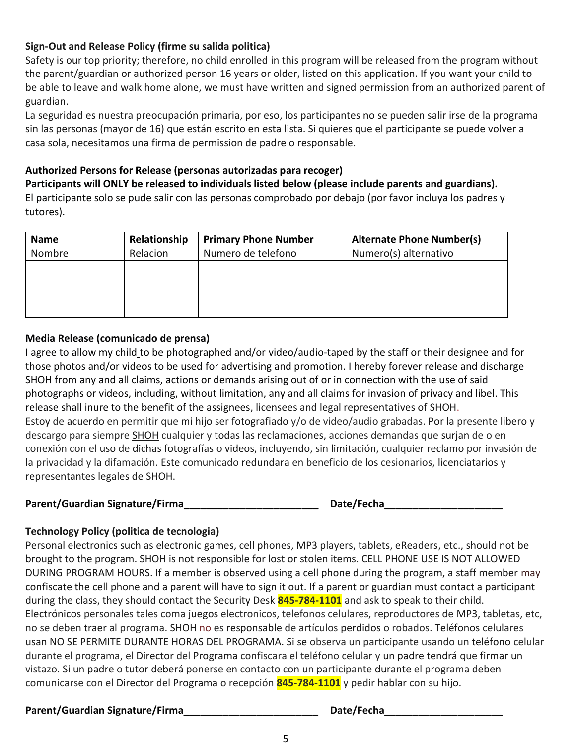**Sign-Out and Release Policy (firme su salida politica)**

Safety is our top priority; therefore, no child enrolled in this program will be released from the program without the parent/guardian or authorized person 16 years or older, listed on this application. If you want your child to be able to leave and walk home alone, we must have written and signed permission from an authorized parent of guardian.

La seguridad es nuestra preocupación primaria, por eso, los participantes no se pueden salir irse de la programa sin las personas (mayor de 16) que están escrito en esta lista. Si quieres que el participante se puede volver a casa sola, necesitamos una firma de permission de padre o responsable.

**Authorized Persons for Release (personas autorizadas para recoger)**

**Participants will ONLY be released to individuals listed below (please include parents and guardians).**

El participante solo se pude salir con las personas comprobado por debajo (por favor incluya los padres y tutores).

| **Name** Nombre | **Relationship** Relacion | **Primary Phone Number** Numero de telefono | **Alternate Phone Number(s)** Numero(s) alternativo |
|---|---|---|---|
| | | | |
| | | | |
| | | | |
| | | | |

**Media Release (comunicado de prensa)**

I agree to allow my child to be photographed and/or video/audio-taped by the staff or their designee and for those photos and/or videos to be used for advertising and promotion. I hereby forever release and discharge SHOH from any and all claims, actions or demands arising out of or in connection with the use of said photographs or videos, including, without limitation, any and all claims for invasion of privacy and libel. This release shall inure to the benefit of the assignees, licensees and legal representatives of SHOH.

Estoy de acuerdo en permitir que mi hijo ser fotografiado y/o de video/audio grabadas. Por la presente libero y descargo para siempre SHOH cualquier y todas las reclamaciones, acciones demandas que surjan de o en conexión con el uso de dichas fotografías o videos, incluyendo, sin limitación, cualquier reclamo por invasión de la privacidad y la difamación. Este comunicado redundara en beneficio de los cesionarios, licenciatarios y representantes legales de SHOH.

**Parent/Guardian Signature/Firma**_________________________ **Date/Fecha**_____________________

**Technology Policy (politica de tecnologia)**

Personal electronics such as electronic games, cell phones, MP3 players, tablets, eReaders, etc., should not be brought to the program. SHOH is not responsible for lost or stolen items. CELL PHONE USE IS NOT ALLOWED DURING PROGRAM HOURS. If a member is observed using a cell phone during the program, a staff member may confiscate the cell phone and a parent will have to sign it out. If a parent or guardian must contact a participant during the class, they should contact the Security Desk **845-784-1101** and ask to speak to their child.

Electrónicos personales tales coma juegos electronicos, telefonos celulares, reproductores de MP3, tabletas, etc, no se deben traer al programa. SHOH no es responsable de artículos perdidos o robados. Teléfonos celulares usan NO SE PERMITE DURANTE HORAS DEL PROGRAMA. Si se observa un participante usando un teléfono celular durante el programa, el Director del Programa confiscara el teléfono celular y un padre tendrá que firmar un vistazo. Si un padre o tutor deberá ponerse en contacto con un participante durante el programa deben comunicarse con el Director del Programa o recepción **845-784-1101** y pedir hablar con su hijo.

**Parent/Guardian Signature/Firma**_________________________ **Date/Fecha**_____________________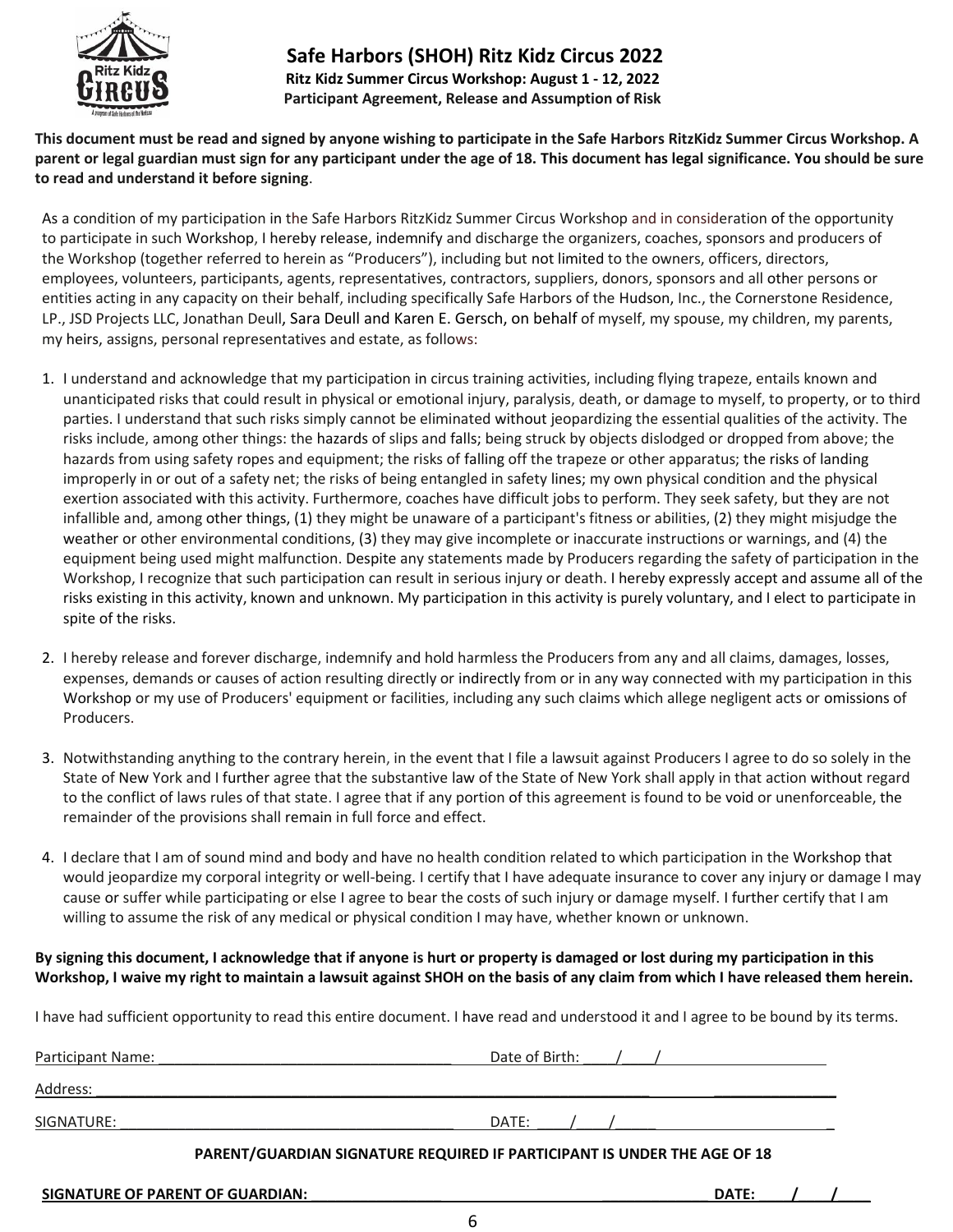# Safe Harbors (SHOH) Ritz Kidz Circus 2022

**Ritz Kidz Summer Circus Workshop: August 1 - 12, 2022**

**Participant Agreement, Release and Assumption of Risk**

**This document must be read and signed by anyone wishing to participate in the Safe Harbors RitzKidz Summer Circus Workshop. A parent or legal guardian must sign for any participant under the age of 18. This document has legal significance. You should be sure to read and understand it before signing**.

As a condition of my participation in the Safe Harbors RitzKidz Summer Circus Workshop and in consideration of the opportunity to participate in such Workshop, I hereby release, indemnify and discharge the organizers, coaches, sponsors and producers of the Workshop (together referred to herein as "Producers"), including but not limited to the owners, officers, directors, employees, volunteers, participants, agents, representatives, contractors, suppliers, donors, sponsors and all other persons or entities acting in any capacity on their behalf, including specifically Safe Harbors of the Hudson, Inc., the Cornerstone Residence, LP., JSD Projects LLC, Jonathan Deull, Sara Deull and Karen E. Gersch, on behalf of myself, my spouse, my children, my parents, my heirs, assigns, personal representatives and estate, as follows:

1. I understand and acknowledge that my participation in circus training activities, including flying trapeze, entails known and unanticipated risks that could result in physical or emotional injury, paralysis, death, or damage to myself, to property, or to third parties. I understand that such risks simply cannot be eliminated without jeopardizing the essential qualities of the activity. The risks include, among other things: the hazards of slips and falls; being struck by objects dislodged or dropped from above; the hazards from using safety ropes and equipment; the risks of falling off the trapeze or other apparatus; the risks of landing improperly in or out of a safety net; the risks of being entangled in safety lines; my own physical condition and the physical exertion associated with this activity. Furthermore, coaches have difficult jobs to perform. They seek safety, but they are not infallible and, among other things, (1) they might be unaware of a participant's fitness or abilities, (2) they might misjudge the weather or other environmental conditions, (3) they may give incomplete or inaccurate instructions or warnings, and (4) the equipment being used might malfunction. Despite any statements made by Producers regarding the safety of participation in the Workshop, I recognize that such participation can result in serious injury or death. I hereby expressly accept and assume all of the risks existing in this activity, known and unknown. My participation in this activity is purely voluntary, and I elect to participate in spite of the risks.

2. I hereby release and forever discharge, indemnify and hold harmless the Producers from any and all claims, damages, losses, expenses, demands or causes of action resulting directly or indirectly from or in any way connected with my participation in this Workshop or my use of Producers' equipment or facilities, including any such claims which allege negligent acts or omissions of Producers.

3. Notwithstanding anything to the contrary herein, in the event that I file a lawsuit against Producers I agree to do so solely in the State of New York and I further agree that the substantive law of the State of New York shall apply in that action without regard to the conflict of laws rules of that state. I agree that if any portion of this agreement is found to be void or unenforceable, the remainder of the provisions shall remain in full force and effect.

4. I declare that I am of sound mind and body and have no health condition related to which participation in the Workshop that would jeopardize my corporal integrity or well-being. I certify that I have adequate insurance to cover any injury or damage I may cause or suffer while participating or else I agree to bear the costs of such injury or damage myself. I further certify that I am willing to assume the risk of any medical or physical condition I may have, whether known or unknown.

**By signing this document, I acknowledge that if anyone is hurt or property is damaged or lost during my participation in this Workshop, I waive my right to maintain a lawsuit against SHOH on the basis of any claim from which I have released them herein.**

I have had sufficient opportunity to read this entire document. I have read and understood it and I agree to be bound by its terms.

Participant Name: ______________________________________ Date of Birth: ____/____/____________________

Address: ____________________________________________________________________________________

SIGNATURE: __________________________________________ DATE: ____/____/_____________________________

**PARENT/GUARDIAN SIGNATURE REQUIRED IF PARTICIPANT IS UNDER THE AGE OF 18**

**SIGNATURE OF PARENT OF GUARDIAN: ________________________________________________ DATE: ____/____/____**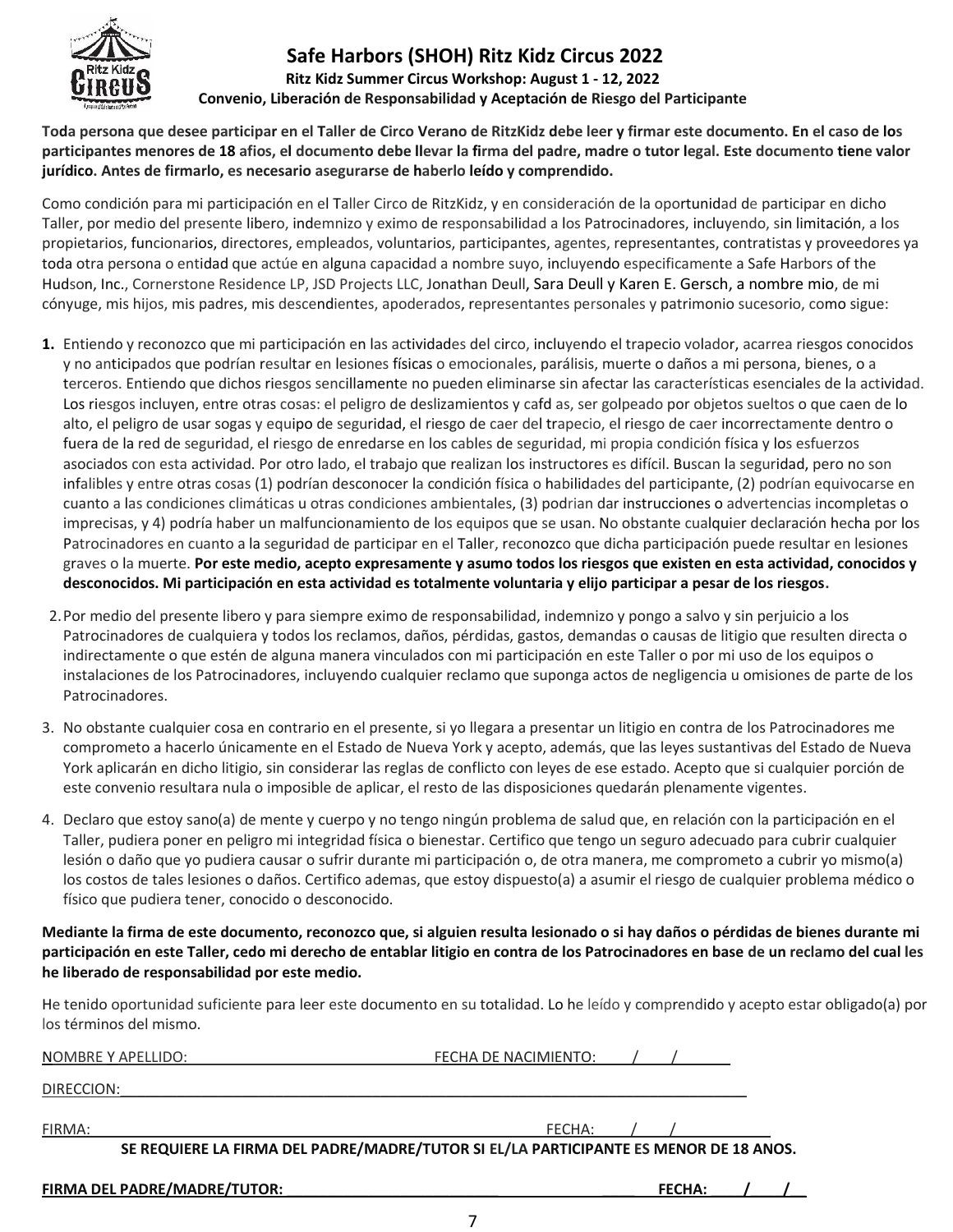# Safe Harbors (SHOH) Ritz Kidz Circus 2022

**Ritz Kidz Summer Circus Workshop: August 1 - 12, 2022**

**Convenio, Liberación de Responsabilidad y Aceptación de Riesgo del Participante**

**Toda persona que desee participar en el Taller de Circo Verano de RitzKidz debe leer y firmar este documento. En el caso de los participantes menores de 18 afios, el documento debe llevar la firma del padre, madre o tutor legal. Este documento tiene valor jurídico. Antes de firmarlo, es necesario asegurarse de haberlo leído y comprendido.**

Como condición para mi participación en el Taller Circo de RitzKidz, y en consideración de la oportunidad de participar en dicho Taller, por medio del presente libero, indemnizo y eximo de responsabilidad a los Patrocinadores, incluyendo, sin limitación, a los propietarios, funcionarios, directores, empleados, voluntarios, participantes, agentes, representantes, contratistas y proveedores ya toda otra persona o entidad que actúe en alguna capacidad a nombre suyo, incluyendo especificamente a Safe Harbors of the Hudson, Inc., Cornerstone Residence LP, JSD Projects LLC, Jonathan Deull, Sara Deull y Karen E. Gersch, a nombre mio, de mi cónyuge, mis hijos, mis padres, mis descendientes, apoderados, representantes personales y patrimonio sucesorio, como sigue:

1. Entiendo y reconozco que mi participación en las actividades del circo, incluyendo el trapecio volador, acarrea riesgos conocidos y no anticipados que podrían resultar en lesiones físicas o emocionales, parálisis, muerte o daños a mi persona, bienes, o a terceros. Entiendo que dichos riesgos sencillamente no pueden eliminarse sin afectar las características esenciales de la actividad. Los riesgos incluyen, entre otras cosas: el peligro de deslizamientos y cafd as, ser golpeado por objetos sueltos o que caen de lo alto, el peligro de usar sogas y equipo de seguridad, el riesgo de caer del trapecio, el riesgo de caer incorrectamente dentro o fuera de la red de seguridad, el riesgo de enredarse en los cables de seguridad, mi propia condición física y los esfuerzos asociados con esta actividad. Por otro lado, el trabajo que realizan los instructores es difícil. Buscan la seguridad, pero no son infalibles y entre otras cosas (1) podrían desconocer la condición física o habilidades del participante, (2) podrían equivocarse en cuanto a las condiciones climáticas u otras condiciones ambientales, (3) podrian dar instrucciones o advertencias incompletas o imprecisas, y 4) podría haber un malfuncionamiento de los equipos que se usan. No obstante cualquier declaración hecha por los Patrocinadores en cuanto a la seguridad de participar en el Taller, reconozco que dicha participación puede resultar en lesiones graves o la muerte. **Por este medio, acepto expresamente y asumo todos los riesgos que existen en esta actividad, conocidos y desconocidos. Mi participación en esta actividad es totalmente voluntaria y elijo participar a pesar de los riesgos.**

2. Por medio del presente libero y para siempre eximo de responsabilidad, indemnizo y pongo a salvo y sin perjuicio a los Patrocinadores de cualquiera y todos los reclamos, daños, pérdidas, gastos, demandas o causas de litigio que resulten directa o indirectamente o que estén de alguna manera vinculados con mi participación en este Taller o por mi uso de los equipos o instalaciones de los Patrocinadores, incluyendo cualquier reclamo que suponga actos de negligencia u omisiones de parte de los Patrocinadores.

3. No obstante cualquier cosa en contrario en el presente, si yo llegara a presentar un litigio en contra de los Patrocinadores me comprometo a hacerlo únicamente en el Estado de Nueva York y acepto, además, que las leyes sustantivas del Estado de Nueva York aplicarán en dicho litigio, sin considerar las reglas de conflicto con leyes de ese estado. Acepto que si cualquier porción de este convenio resultara nula o imposible de aplicar, el resto de las disposiciones quedarán plenamente vigentes.

4. Declaro que estoy sano(a) de mente y cuerpo y no tengo ningún problema de salud que, en relación con la participación en el Taller, pudiera poner en peligro mi integridad física o bienestar. Certifico que tengo un seguro adecuado para cubrir cualquier lesión o daño que yo pudiera causar o sufrir durante mi participación o, de otra manera, me comprometo a cubrir yo mismo(a) los costos de tales lesiones o daños. Certifico ademas, que estoy dispuesto(a) a asumir el riesgo de cualquier problema médico o físico que pudiera tener, conocido o desconocido.

**Mediante la firma de este documento, reconozco que, si alguien resulta lesionado o si hay daños o pérdidas de bienes durante mi participación en este Taller, cedo mi derecho de entablar litigio en contra de los Patrocinadores en base de un reclamo del cual les he liberado de responsabilidad por este medio.**

He tenido oportunidad suficiente para leer este documento en su totalidad. Lo he leído y comprendido y acepto estar obligado(a) por los términos del mismo.

NOMBRE Y APELLIDO: ______________________________ FECHA DE NACIMIENTO: ____/____/______

DIRECCION: ____________________________________________________________________________

FIRMA: ___________________________________________________________ FECHA: ____/____/__________

**SE REQUIERE LA FIRMA DEL PADRE/MADRE/TUTOR SI EL/LA PARTICIPANTE ES MENOR DE 18 ANOS.**

**FIRMA DEL PADRE/MADRE/TUTOR: ______________________________________ FECHA: ____/____/__**